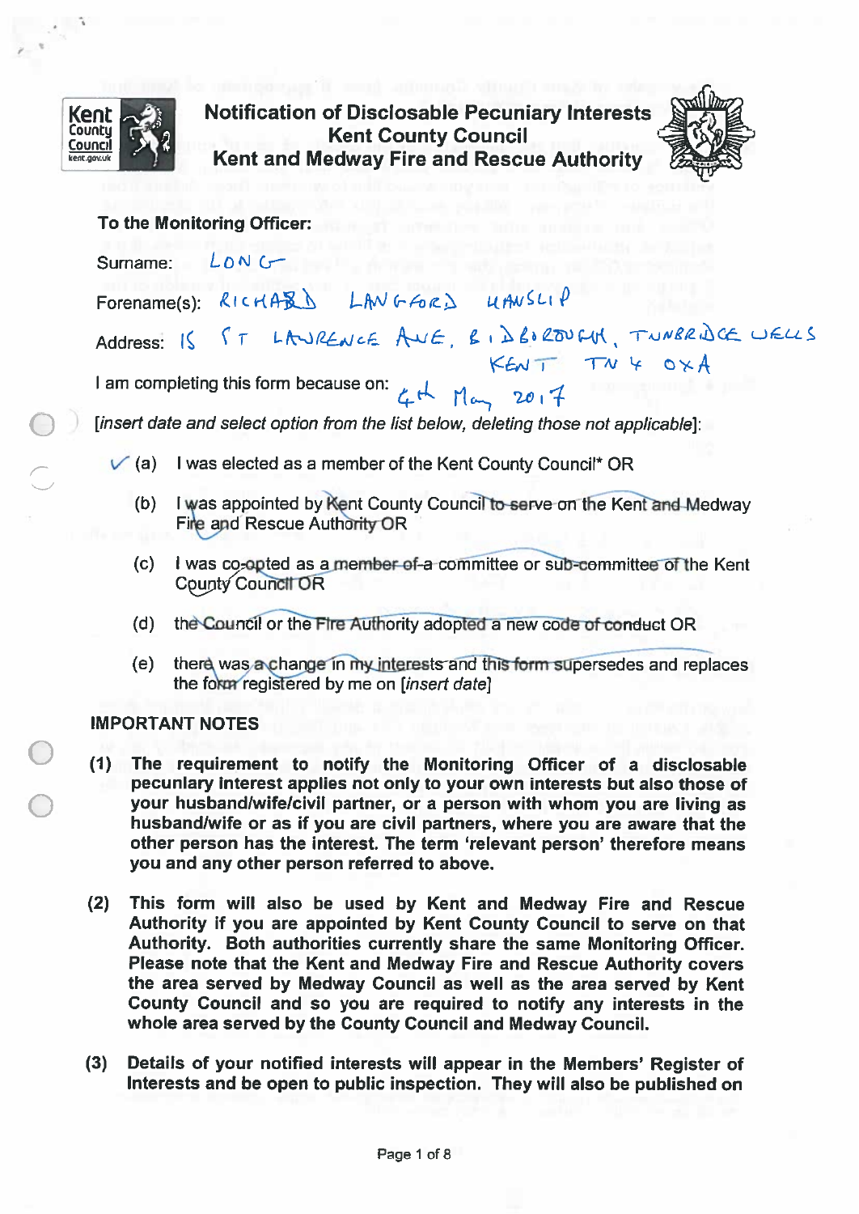# Notification of Disclosable Pecuniary Interests
## Kent County Council
## Kent and Medway Fire and Rescue Authority

**To the Monitoring Officer:**

Surname: LONG

Forename(s): RICHARD LANGFORD HANSLIP

Address: 15 ST LAWRENCE AVE, BIDBOROUGH, TUNBRIDGE WELLS KENT TN4 0XA

I am completing this form because on: 4th May 2017

*[insert date and select option from the list below, deleting those not applicable]*:

✓ (a) I was elected as a member of the Kent County Council* OR

(b) ~~I was appointed by Kent County Council to serve on the Kent and Medway Fire and Rescue Authority OR~~

(c) ~~I was co-opted as a member of a committee or sub-committee of the Kent County Council OR~~

(d) ~~the Council or the Fire Authority adopted a new code of conduct OR~~

(e) ~~there was a change in my interests and this form supersedes and replaces the form registered by me on *[insert date]*~~

**IMPORTANT NOTES**

**(1) The requirement to notify the Monitoring Officer of a disclosable pecuniary interest applies not only to your own interests but also those of your husband/wife/civil partner, or a person with whom you are living as husband/wife or as if you are civil partners, where you are aware that the other person has the interest. The term 'relevant person' therefore means you and any other person referred to above.**

**(2) This form will also be used by Kent and Medway Fire and Rescue Authority if you are appointed by Kent County Council to serve on that Authority. Both authorities currently share the same Monitoring Officer. Please note that the Kent and Medway Fire and Rescue Authority covers the area served by Medway Council as well as the area served by Kent County Council and so you are required to notify any interests in the whole area served by the County Council and Medway Council.**

**(3) Details of your notified interests will appear in the Members' Register of Interests and be open to public inspection. They will also be published on**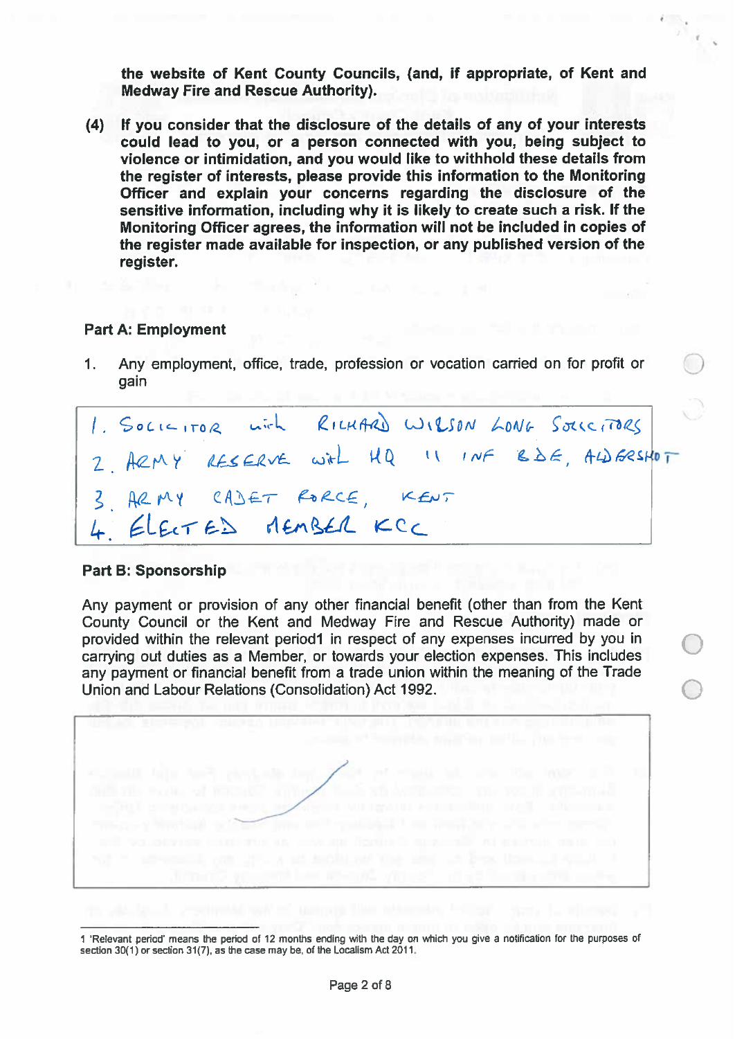the website of Kent County Councils, (and, if appropriate, of Kent and Medway Fire and Rescue Authority).

**(4) If you consider that the disclosure of the details of any of your interests could lead to you, or a person connected with you, being subject to violence or intimidation, and you would like to withhold these details from the register of interests, please provide this information to the Monitoring Officer and explain your concerns regarding the disclosure of the sensitive information, including why it is likely to create such a risk. If the Monitoring Officer agrees, the information will not be included in copies of the register made available for inspection, or any published version of the register.**

## Part A: Employment

1. Any employment, office, trade, profession or vocation carried on for profit or gain

| |
|---|
| 1. SOLICITOR with RICHARD WILSON LONG SOLICITORS |
| 2. ARMY RESERVE with HQ 11 INF BDE, ALDERSHOT |
| 3. ARMY CADET FORCE, KENT |
| 4. ELECTED MEMBER KCC |

## Part B: Sponsorship

Any payment or provision of any other financial benefit (other than from the Kent County Council or the Kent and Medway Fire and Rescue Authority) made or provided within the relevant period[1] in respect of any expenses incurred by you in carrying out duties as a Member, or towards your election expenses. This includes any payment or financial benefit from a trade union within the meaning of the Trade Union and Labour Relations (Consolidation) Act 1992.

| |
|---|
| |

[1] 'Relevant period' means the period of 12 months ending with the day on which you give a notification for the purposes of section 30(1) or section 31(7), as the case may be, of the Localism Act 2011.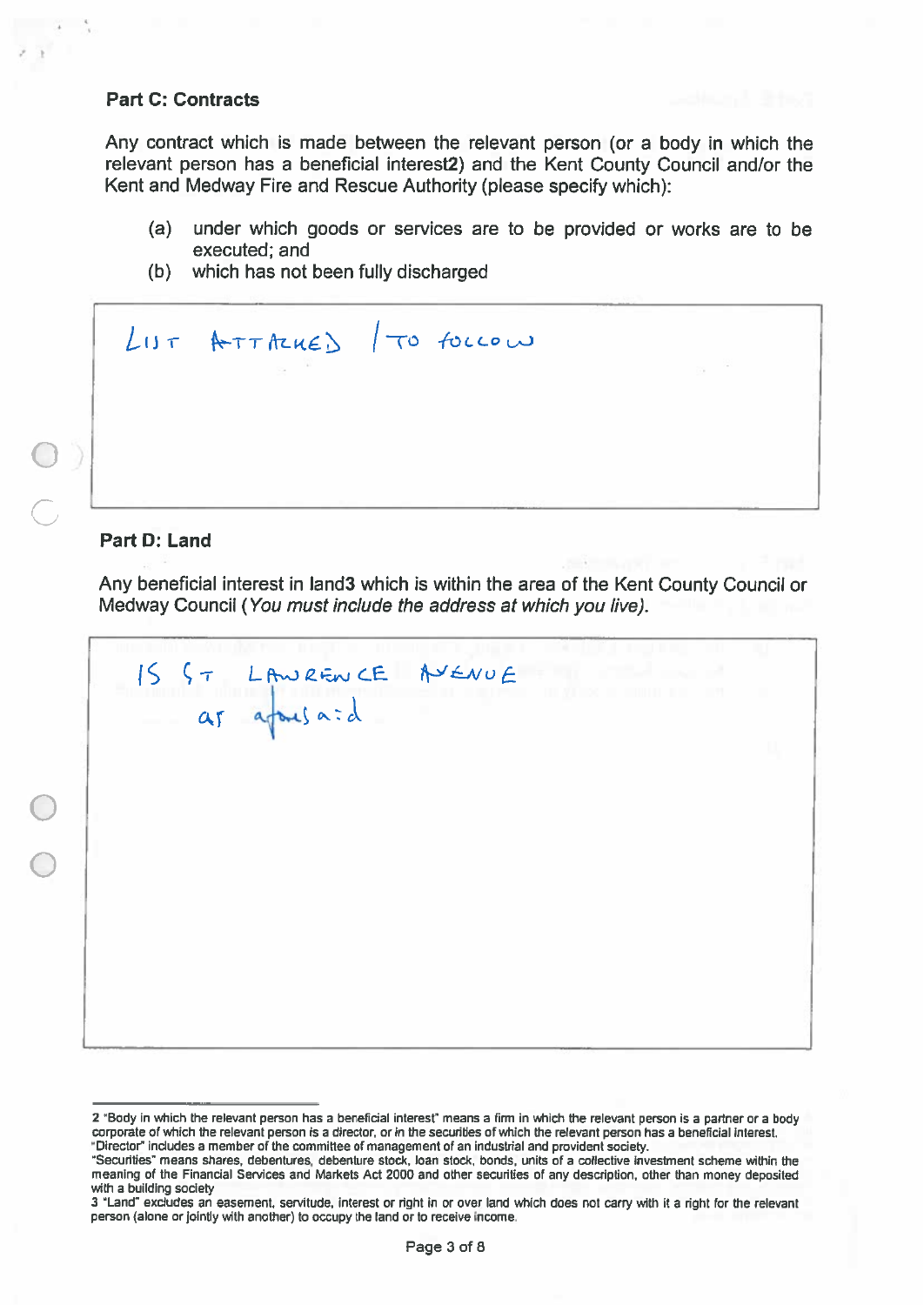**Part C: Contracts**

Any contract which is made between the relevant person (or a body in which the relevant person has a beneficial interest[2]) and the Kent County Council and/or the Kent and Medway Fire and Rescue Authority (please specify which):

(a) under which goods or services are to be provided or works are to be executed; and
(b) which has not been fully discharged

LIST ATTACHED / TO FOLLOW

**Part D: Land**

Any beneficial interest in land[3] which is within the area of the Kent County Council or Medway Council (*You must include the address at which you live).*

15 ST LAWRENCE AVENUE
as aforesaid

---

2 "Body in which the relevant person has a beneficial interest" means a firm in which the relevant person is a partner or a body corporate of which the relevant person is a director, or in the securities of which the relevant person has a beneficial interest. "Director" includes a member of the committee of management of an industrial and provident society.
"Securities" means shares, debentures, debenture stock, loan stock, bonds, units of a collective investment scheme within the meaning of the Financial Services and Markets Act 2000 and other securities of any description, other than money deposited with a building society

3 "Land" excludes an easement, servitude, interest or right in or over land which does not carry with it a right for the relevant person (alone or jointly with another) to occupy the land or to receive income.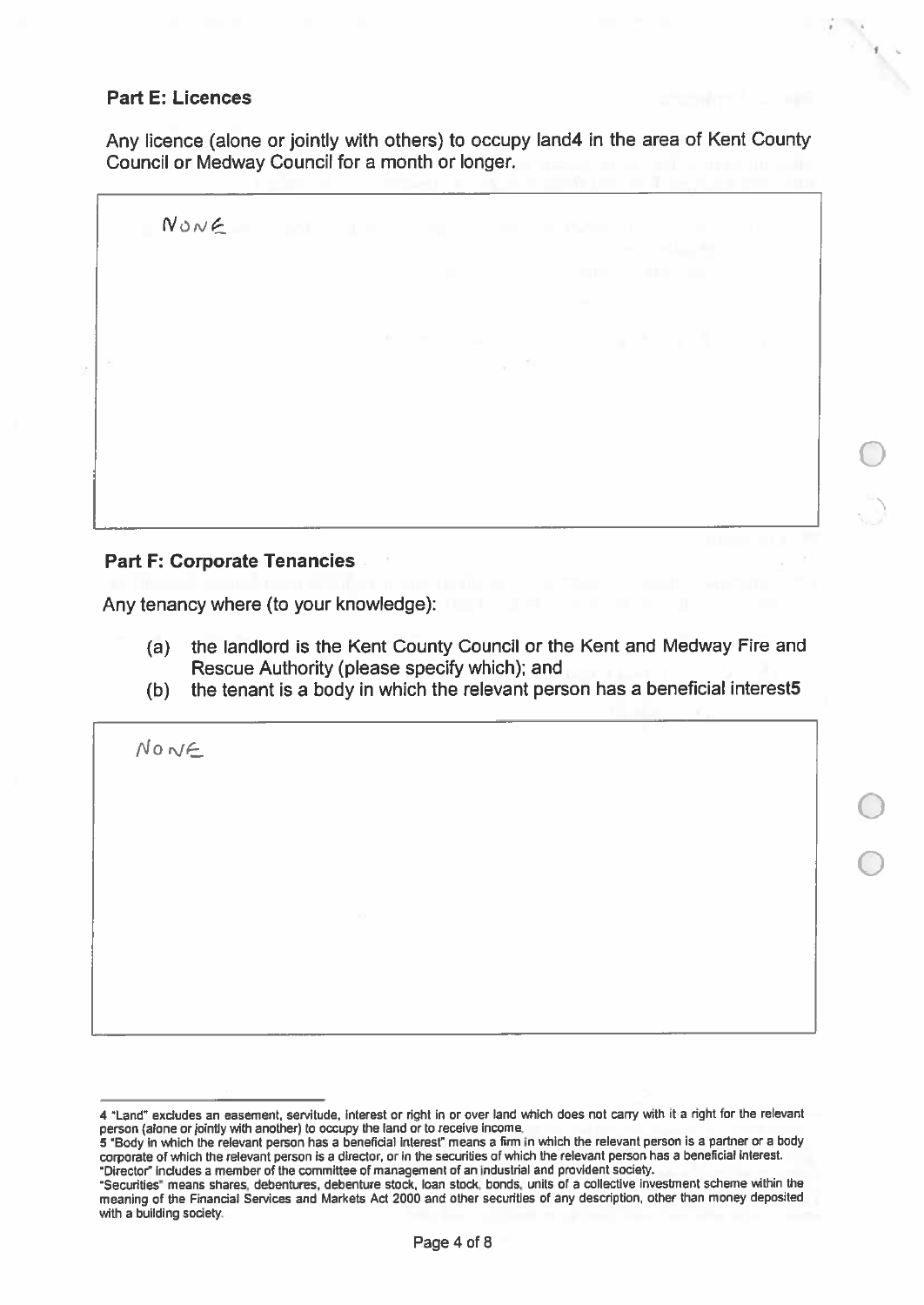**Part E: Licences**

Any licence (alone or jointly with others) to occupy land[4] in the area of Kent County Council or Medway Council for a month or longer.

| |
|---|
| NONE |

**Part F: Corporate Tenancies**

Any tenancy where (to your knowledge):

(a) the landlord is the Kent County Council or the Kent and Medway Fire and Rescue Authority (please specify which); and

(b) the tenant is a body in which the relevant person has a beneficial interest[5]

| |
|---|
| NONE |

---

[4] "Land" excludes an easement, servitude, interest or right in or over land which does not carry with it a right for the relevant person (alone or jointly with another) to occupy the land or to receive income.

[5] "Body in which the relevant person has a beneficial interest" means a firm in which the relevant person is a partner or a body corporate of which the relevant person is a director, or in the securities of which the relevant person has a beneficial interest.

"Director" includes a member of the committee of management of an industrial and provident society.

"Securities" means shares, debentures, debenture stock, loan stock, bonds, units of a collective investment scheme within the meaning of the Financial Services and Markets Act 2000 and other securities of any description, other than money deposited with a building society.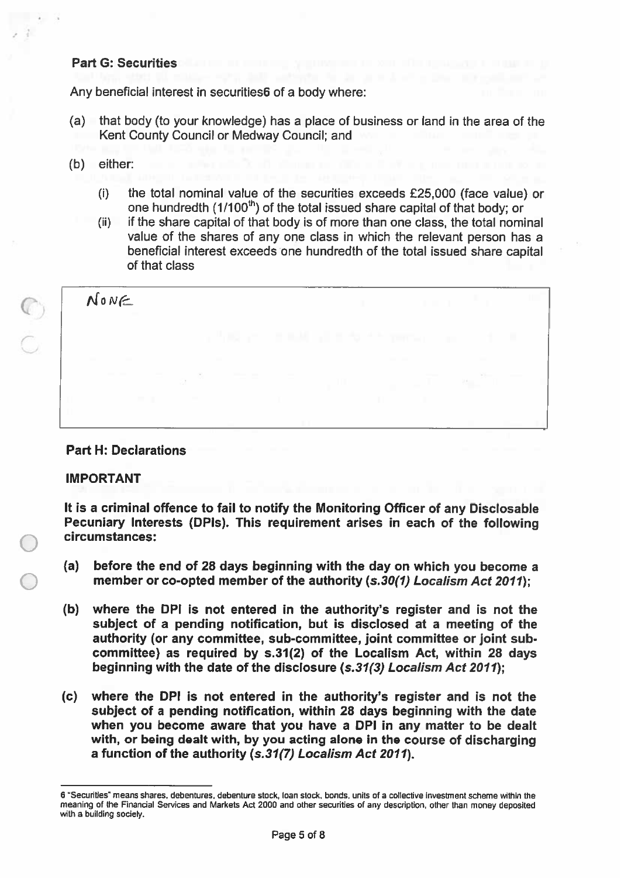**Part G: Securities**

Any beneficial interest in securities[6] of a body where:

(a) that body (to your knowledge) has a place of business or land in the area of the Kent County Council or Medway Council; and

(b) either:

   (i) the total nominal value of the securities exceeds £25,000 (face value) or one hundredth ($1/100^{th}$) of the total issued share capital of that body; or

   (ii) if the share capital of that body is of more than one class, the total nominal value of the shares of any one class in which the relevant person has a beneficial interest exceeds one hundredth of the total issued share capital of that class

| NONE |
|---|

**Part H: Declarations**

**IMPORTANT**

**It is a criminal offence to fail to notify the Monitoring Officer of any Disclosable Pecuniary Interests (DPIs). This requirement arises in each of the following circumstances:**

**(a) before the end of 28 days beginning with the day on which you become a member or co-opted member of the authority (*s.30(1) Localism Act 2011*);**

**(b) where the DPI is not entered in the authority's register and is not the subject of a pending notification, but is disclosed at a meeting of the authority (or any committee, sub-committee, joint committee or joint sub-committee) as required by s.31(2) of the Localism Act, within 28 days beginning with the date of the disclosure (*s.31(3) Localism Act 2011*);**

**(c) where the DPI is not entered in the authority's register and is not the subject of a pending notification, within 28 days beginning with the date when you become aware that you have a DPI in any matter to be dealt with, or being dealt with, by you acting alone in the course of discharging a function of the authority (*s.31(7) Localism Act 2011*).**

---

6 "Securities" means shares, debentures, debenture stock, loan stock, bonds, units of a collective investment scheme within the meaning of the Financial Services and Markets Act 2000 and other securities of any description, other than money deposited with a building society.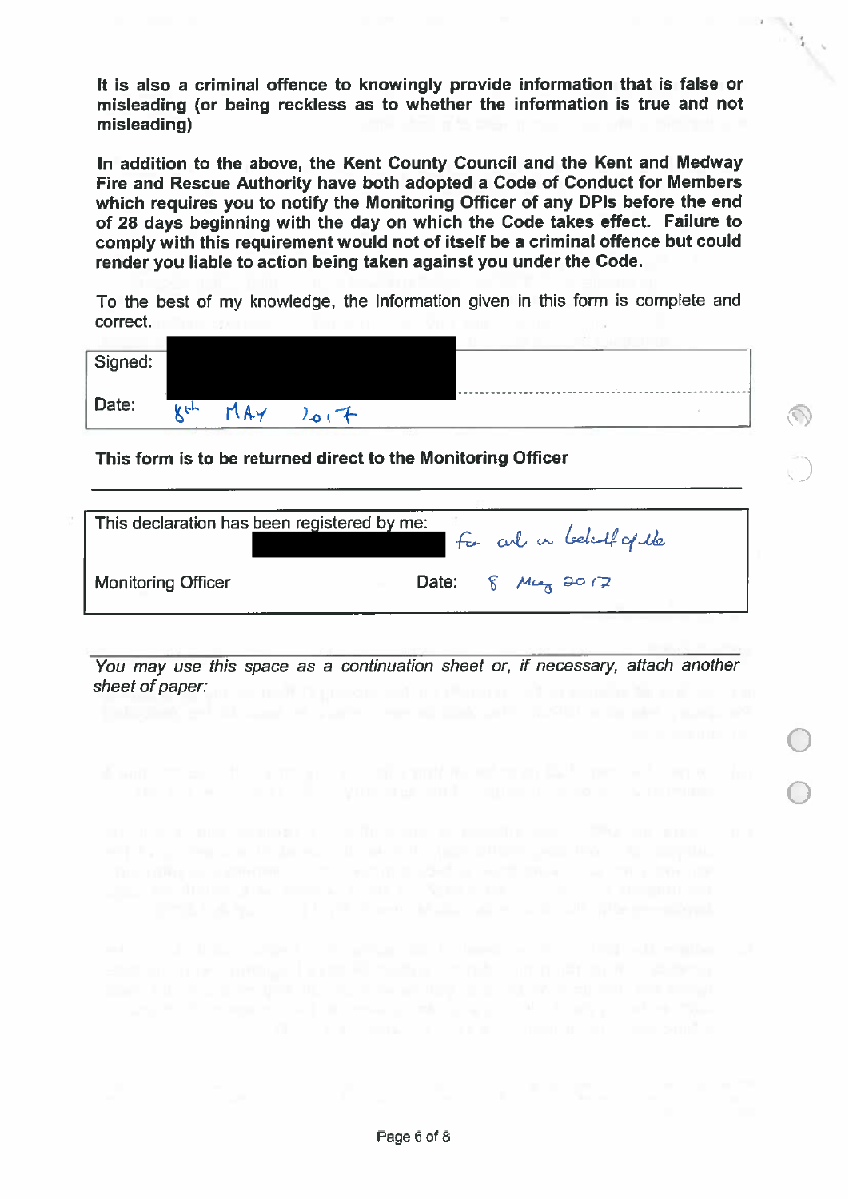**It is also a criminal offence to knowingly provide information that is false or misleading (or being reckless as to whether the information is true and not misleading)**

**In addition to the above, the Kent County Council and the Kent and Medway Fire and Rescue Authority have both adopted a Code of Conduct for Members which requires you to notify the Monitoring Officer of any DPIs before the end of 28 days beginning with the day on which the Code takes effect. Failure to comply with this requirement would not of itself be a criminal offence but could render you liable to action being taken against you under the Code.**

To the best of my knowledge, the information given in this form is complete and correct.

| | |
|---|---|
| Signed: | |
| Date: | 8th MAY 2017 |

**This form is to be returned direct to the Monitoring Officer**

| | |
|---|---|
| This declaration has been registered by me: | For and on behalf of the |
| Monitoring Officer | Date: 8 May 2017 |

*You may use this space as a continuation sheet or, if necessary, attach another sheet of paper:*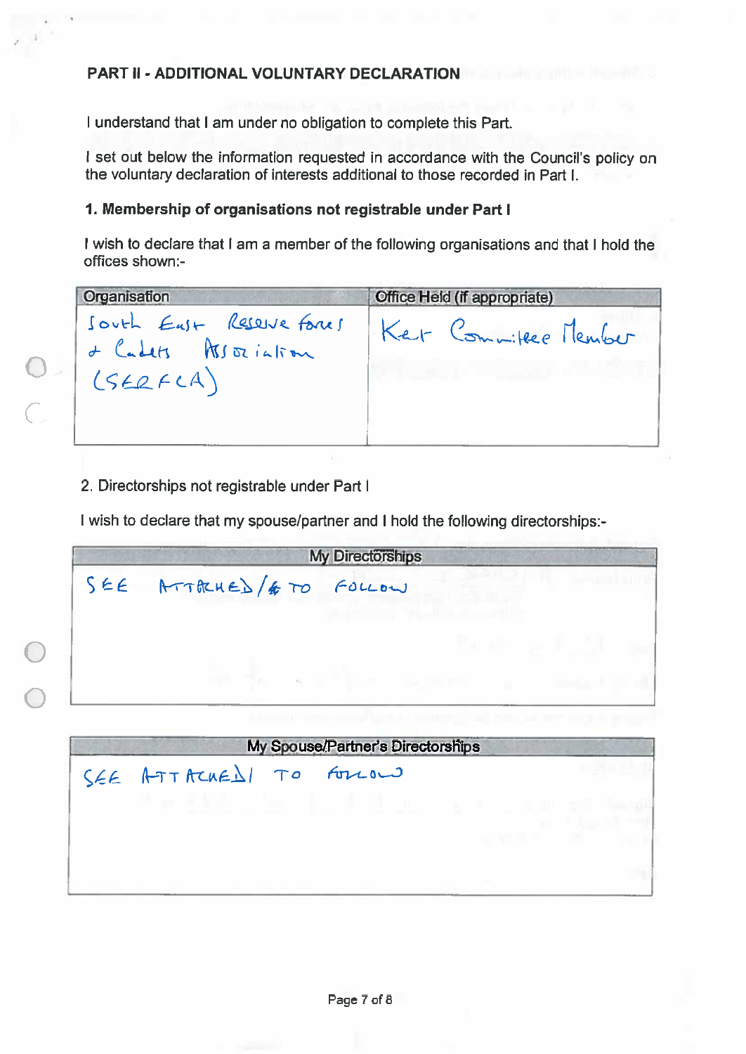## PART II - ADDITIONAL VOLUNTARY DECLARATION

I understand that I am under no obligation to complete this Part.

I set out below the information requested in accordance with the Council's policy on the voluntary declaration of interests additional to those recorded in Part I.

### 1. Membership of organisations not registrable under Part I

I wish to declare that I am a member of the following organisations and that I hold the offices shown:-

| Organisation | Office Held (if appropriate) |
|---|---|
| South East Reserve Forces & Cadets Association (SERFCA) | Key Committee Member |

2. Directorships not registrable under Part I

I wish to declare that my spouse/partner and I hold the following directorships:-

| My Directorships |
|---|
| SEE ATTACHED/TO FOLLOW |

| My Spouse/Partner's Directorships |
|---|
| SEE ATTACHED/TO FOLLOW |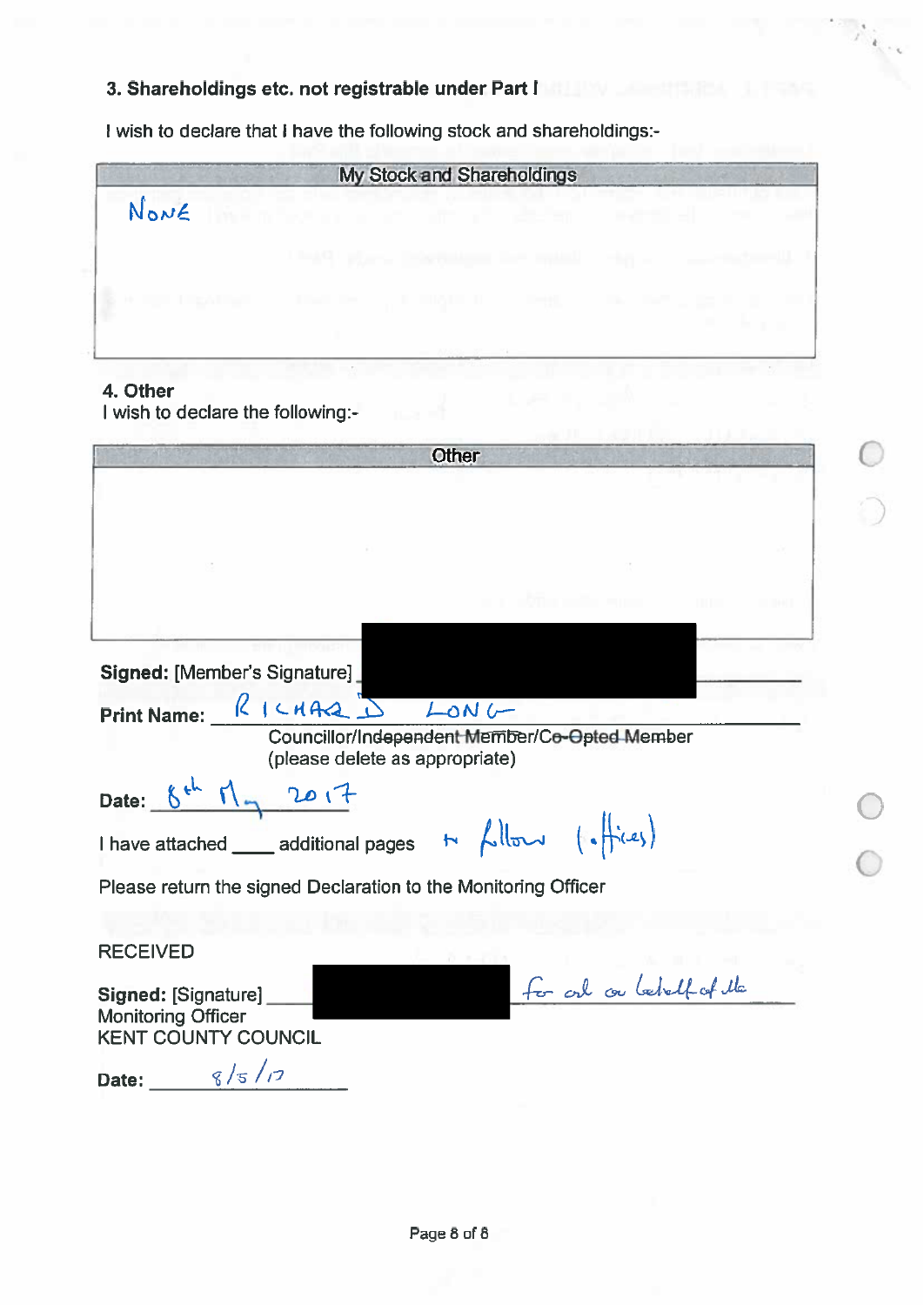### 3. Shareholdings etc. not registrable under Part I

I wish to declare that I have the following stock and shareholdings:-

| My Stock and Shareholdings |
|---|
| NONE |

### 4. Other

I wish to declare the following:-

| Other |
|---|
| |

**Signed:** [Member's Signature] ____________________

**Print Name:** RICHARD LONG

Councillor/~~Independent Member/Co-Opted Member~~
(please delete as appropriate)

**Date:** 8th May 2017

I have attached ____ additional pages to follow (offices)

Please return the signed Declaration to the Monitoring Officer

RECEIVED

**Signed:** [Signature] ____________________ for and on behalf of the
Monitoring Officer
KENT COUNTY COUNCIL

**Date:** 8/5/17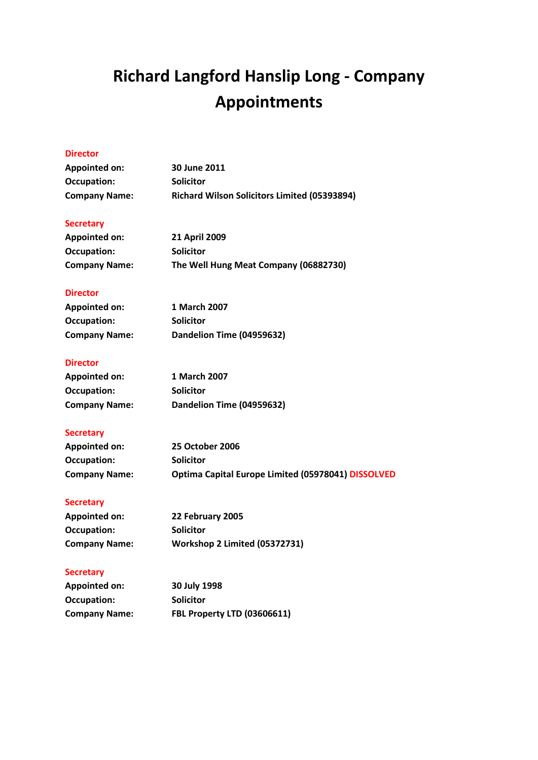# Richard Langford Hanslip Long - Company Appointments

**Director**

**Appointed on:** 30 June 2011
**Occupation:** Solicitor
**Company Name:** Richard Wilson Solicitors Limited (05393894)

**Secretary**

**Appointed on:** 21 April 2009
**Occupation:** Solicitor
**Company Name:** The Well Hung Meat Company (06882730)

**Director**

**Appointed on:** 1 March 2007
**Occupation:** Solicitor
**Company Name:** Dandelion Time (04959632)

**Director**

**Appointed on:** 1 March 2007
**Occupation:** Solicitor
**Company Name:** Dandelion Time (04959632)

**Secretary**

**Appointed on:** 25 October 2006
**Occupation:** Solicitor
**Company Name:** Optima Capital Europe Limited (05978041) DISSOLVED

**Secretary**

**Appointed on:** 22 February 2005
**Occupation:** Solicitor
**Company Name:** Workshop 2 Limited (05372731)

**Secretary**

**Appointed on:** 30 July 1998
**Occupation:** Solicitor
**Company Name:** FBL Property LTD (03606611)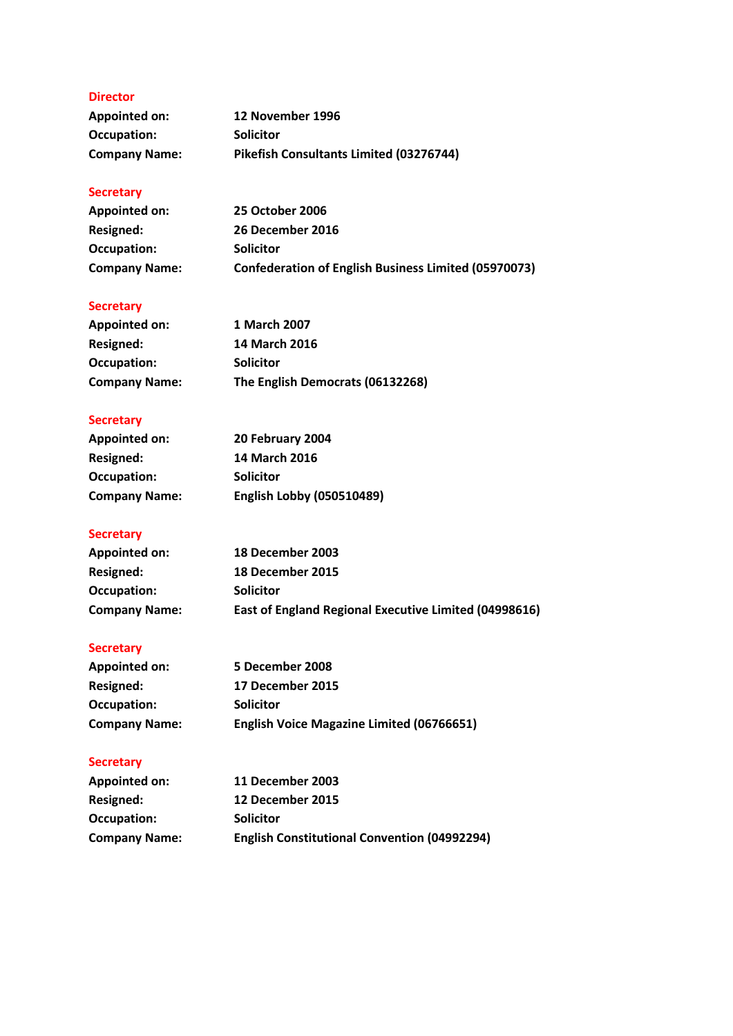**Director**

| | |
|---|---|
| **Appointed on:** | **12 November 1996** |
| **Occupation:** | **Solicitor** |
| **Company Name:** | **Pikefish Consultants Limited (03276744)** |

**Secretary**

| | |
|---|---|
| **Appointed on:** | **25 October 2006** |
| **Resigned:** | **26 December 2016** |
| **Occupation:** | **Solicitor** |
| **Company Name:** | **Confederation of English Business Limited (05970073)** |

**Secretary**

| | |
|---|---|
| **Appointed on:** | **1 March 2007** |
| **Resigned:** | **14 March 2016** |
| **Occupation:** | **Solicitor** |
| **Company Name:** | **The English Democrats (06132268)** |

**Secretary**

| | |
|---|---|
| **Appointed on:** | **20 February 2004** |
| **Resigned:** | **14 March 2016** |
| **Occupation:** | **Solicitor** |
| **Company Name:** | **English Lobby (050510489)** |

**Secretary**

| | |
|---|---|
| **Appointed on:** | **18 December 2003** |
| **Resigned:** | **18 December 2015** |
| **Occupation:** | **Solicitor** |
| **Company Name:** | **East of England Regional Executive Limited (04998616)** |

**Secretary**

| | |
|---|---|
| **Appointed on:** | **5 December 2008** |
| **Resigned:** | **17 December 2015** |
| **Occupation:** | **Solicitor** |
| **Company Name:** | **English Voice Magazine Limited (06766651)** |

**Secretary**

| | |
|---|---|
| **Appointed on:** | **11 December 2003** |
| **Resigned:** | **12 December 2015** |
| **Occupation:** | **Solicitor** |
| **Company Name:** | **English Constitutional Convention (04992294)** |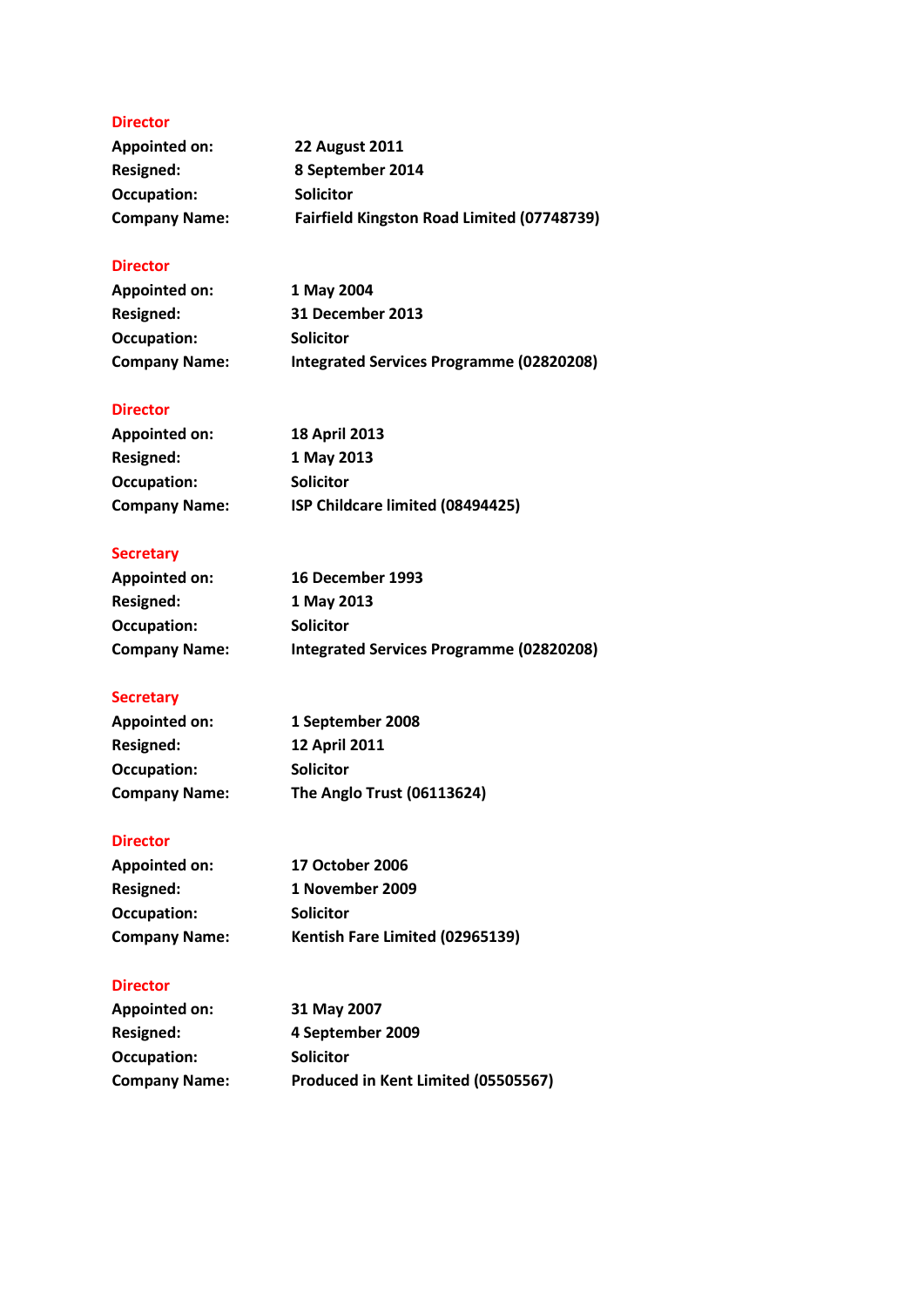**Director**

| | |
|---|---|
| **Appointed on:** | **22 August 2011** |
| **Resigned:** | **8 September 2014** |
| **Occupation:** | **Solicitor** |
| **Company Name:** | **Fairfield Kingston Road Limited (07748739)** |

**Director**

| | |
|---|---|
| **Appointed on:** | **1 May 2004** |
| **Resigned:** | **31 December 2013** |
| **Occupation:** | **Solicitor** |
| **Company Name:** | **Integrated Services Programme (02820208)** |

**Director**

| | |
|---|---|
| **Appointed on:** | **18 April 2013** |
| **Resigned:** | **1 May 2013** |
| **Occupation:** | **Solicitor** |
| **Company Name:** | **ISP Childcare limited (08494425)** |

**Secretary**

| | |
|---|---|
| **Appointed on:** | **16 December 1993** |
| **Resigned:** | **1 May 2013** |
| **Occupation:** | **Solicitor** |
| **Company Name:** | **Integrated Services Programme (02820208)** |

**Secretary**

| | |
|---|---|
| **Appointed on:** | **1 September 2008** |
| **Resigned:** | **12 April 2011** |
| **Occupation:** | **Solicitor** |
| **Company Name:** | **The Anglo Trust (06113624)** |

**Director**

| | |
|---|---|
| **Appointed on:** | **17 October 2006** |
| **Resigned:** | **1 November 2009** |
| **Occupation:** | **Solicitor** |
| **Company Name:** | **Kentish Fare Limited (02965139)** |

**Director**

| | |
|---|---|
| **Appointed on:** | **31 May 2007** |
| **Resigned:** | **4 September 2009** |
| **Occupation:** | **Solicitor** |
| **Company Name:** | **Produced in Kent Limited (05505567)** |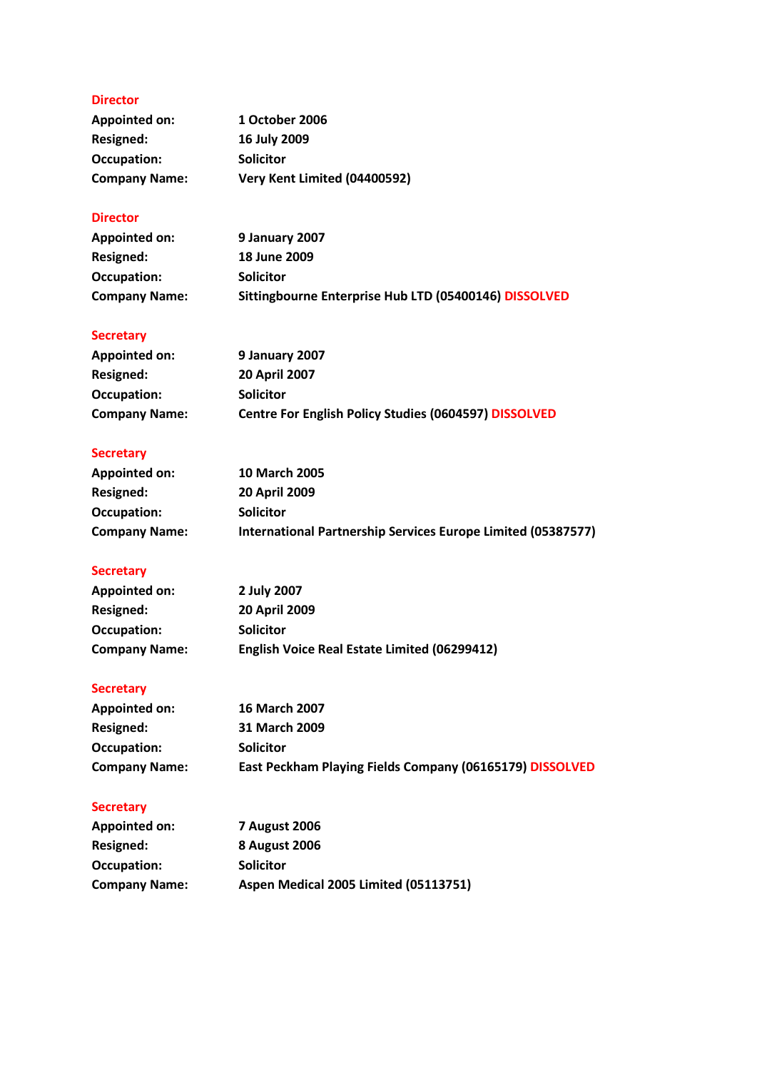**Director**

**Appointed on:** 1 October 2006
**Resigned:** 16 July 2009
**Occupation:** Solicitor
**Company Name:** Very Kent Limited (04400592)

**Director**

**Appointed on:** 9 January 2007
**Resigned:** 18 June 2009
**Occupation:** Solicitor
**Company Name:** Sittingbourne Enterprise Hub LTD (05400146) DISSOLVED

**Secretary**

**Appointed on:** 9 January 2007
**Resigned:** 20 April 2007
**Occupation:** Solicitor
**Company Name:** Centre For English Policy Studies (0604597) DISSOLVED

**Secretary**

**Appointed on:** 10 March 2005
**Resigned:** 20 April 2009
**Occupation:** Solicitor
**Company Name:** International Partnership Services Europe Limited (05387577)

**Secretary**

**Appointed on:** 2 July 2007
**Resigned:** 20 April 2009
**Occupation:** Solicitor
**Company Name:** English Voice Real Estate Limited (06299412)

**Secretary**

**Appointed on:** 16 March 2007
**Resigned:** 31 March 2009
**Occupation:** Solicitor
**Company Name:** East Peckham Playing Fields Company (06165179) DISSOLVED

**Secretary**

**Appointed on:** 7 August 2006
**Resigned:** 8 August 2006
**Occupation:** Solicitor
**Company Name:** Aspen Medical 2005 Limited (05113751)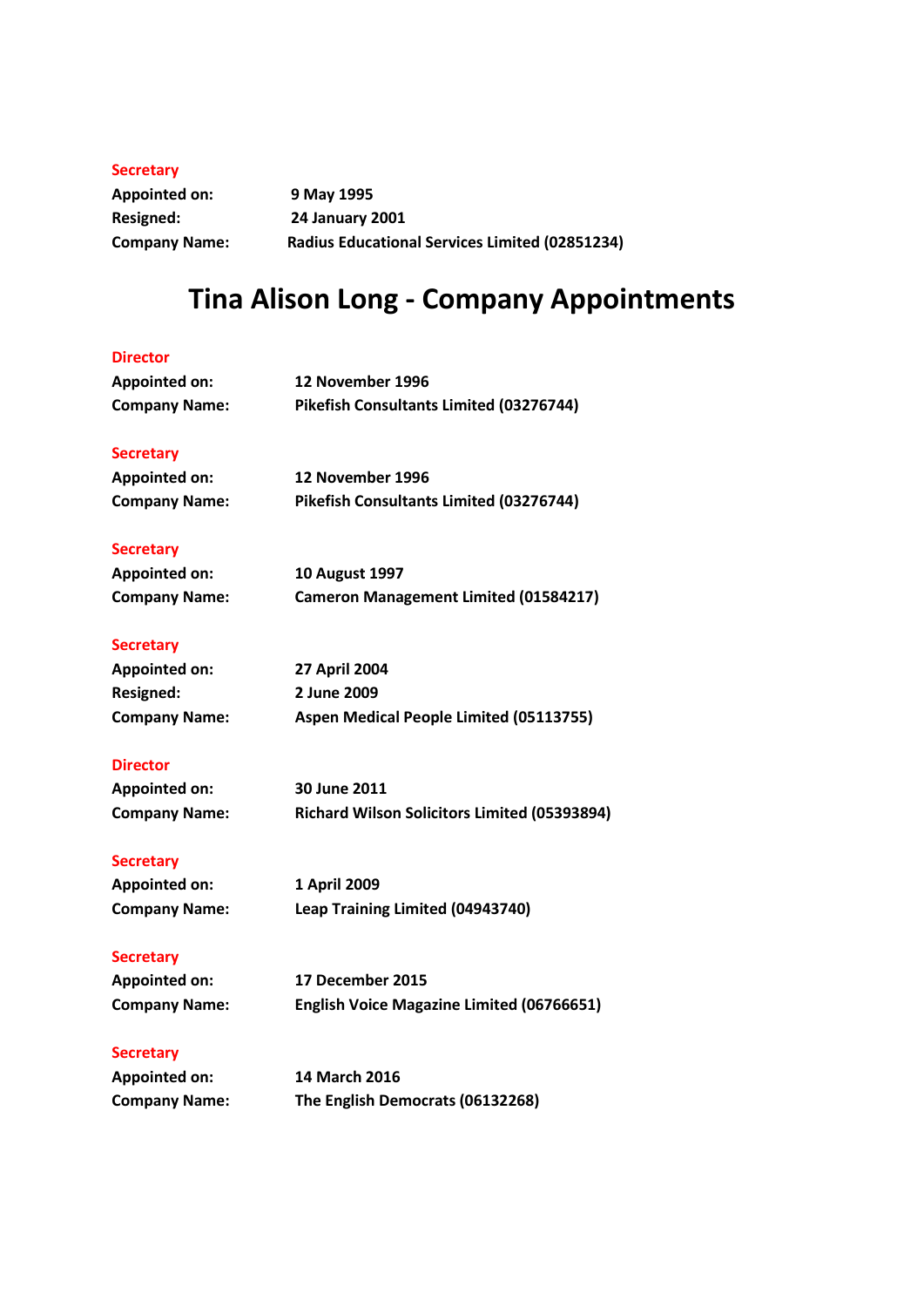**Secretary**

**Appointed on:** 9 May 1995

**Resigned:** 24 January 2001

**Company Name:** Radius Educational Services Limited (02851234)

# Tina Alison Long - Company Appointments

**Director**

**Appointed on:** 12 November 1996

**Company Name:** Pikefish Consultants Limited (03276744)

**Secretary**

**Appointed on:** 12 November 1996

**Company Name:** Pikefish Consultants Limited (03276744)

**Secretary**

**Appointed on:** 10 August 1997

**Company Name:** Cameron Management Limited (01584217)

**Secretary**

**Appointed on:** 27 April 2004

**Resigned:** 2 June 2009

**Company Name:** Aspen Medical People Limited (05113755)

**Director**

**Appointed on:** 30 June 2011

**Company Name:** Richard Wilson Solicitors Limited (05393894)

**Secretary**

**Appointed on:** 1 April 2009

**Company Name:** Leap Training Limited (04943740)

**Secretary**

**Appointed on:** 17 December 2015

**Company Name:** English Voice Magazine Limited (06766651)

**Secretary**

**Appointed on:** 14 March 2016

**Company Name:** The English Democrats (06132268)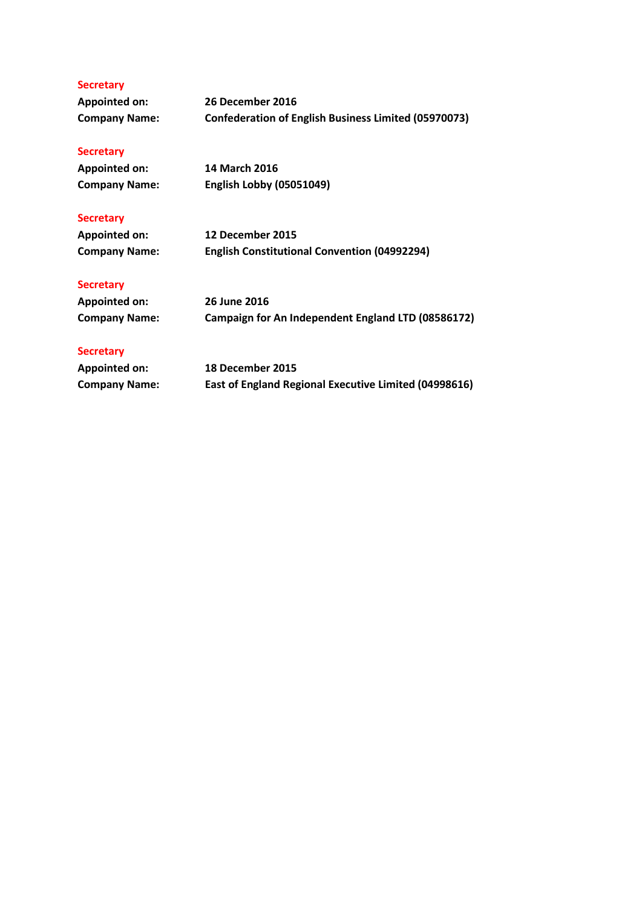### Secretary

**Appointed on:** **26 December 2016**
**Company Name:** **Confederation of English Business Limited (05970073)**

### Secretary

**Appointed on:** **14 March 2016**
**Company Name:** **English Lobby (05051049)**

### Secretary

**Appointed on:** **12 December 2015**
**Company Name:** **English Constitutional Convention (04992294)**

### Secretary

**Appointed on:** **26 June 2016**
**Company Name:** **Campaign for An Independent England LTD (08586172)**

### Secretary

**Appointed on:** **18 December 2015**
**Company Name:** **East of England Regional Executive Limited (04998616)**